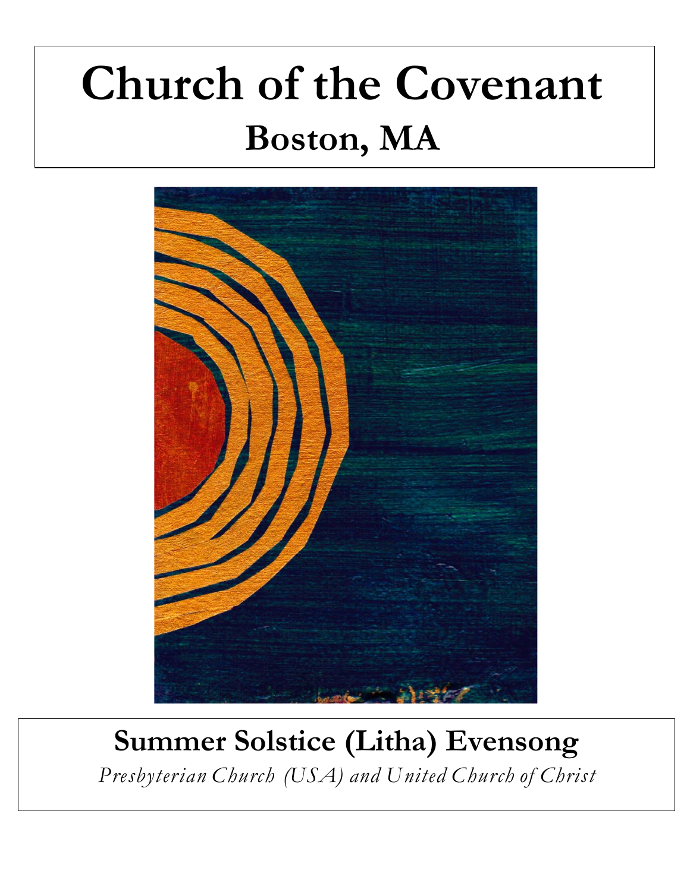# Church of the Covenant

## Boston, MA

## Summer Solstice (Litha) Evensong

*Presbyterian Church (USA) and United Church of Christ*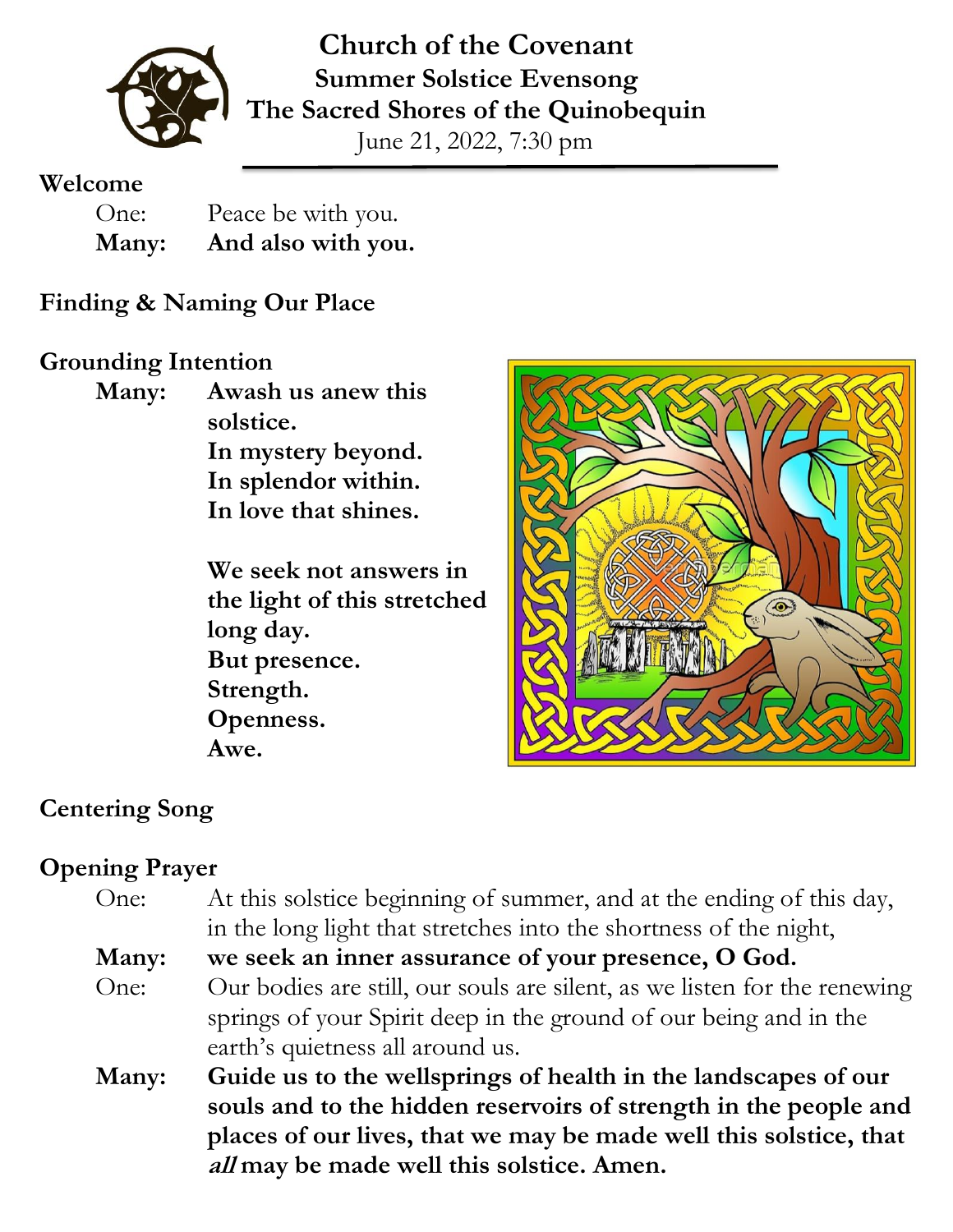# Church of the Covenant
## Summer Solstice Evensong
## The Sacred Shores of the Quinobequin

June 21, 2022, 7:30 pm

### Welcome

One: Peace be with you.
**Many: And also with you.**

### Finding & Naming Our Place

### Grounding Intention

**Many: Awash us anew this solstice.**
**In mystery beyond.**
**In splendor within.**
**In love that shines.**

**We seek not answers in the light of this stretched long day.**
**But presence.**
**Strength.**
**Openness.**
**Awe.**

### Centering Song

### Opening Prayer

One: At this solstice beginning of summer, and at the ending of this day, in the long light that stretches into the shortness of the night,

**Many: we seek an inner assurance of your presence, O God.**

One: Our bodies are still, our souls are silent, as we listen for the renewing springs of your Spirit deep in the ground of our being and in the earth's quietness all around us.

**Many: Guide us to the wellsprings of health in the landscapes of our souls and to the hidden reservoirs of strength in the people and places of our lives, that we may be made well this solstice, that *all* may be made well this solstice. Amen.**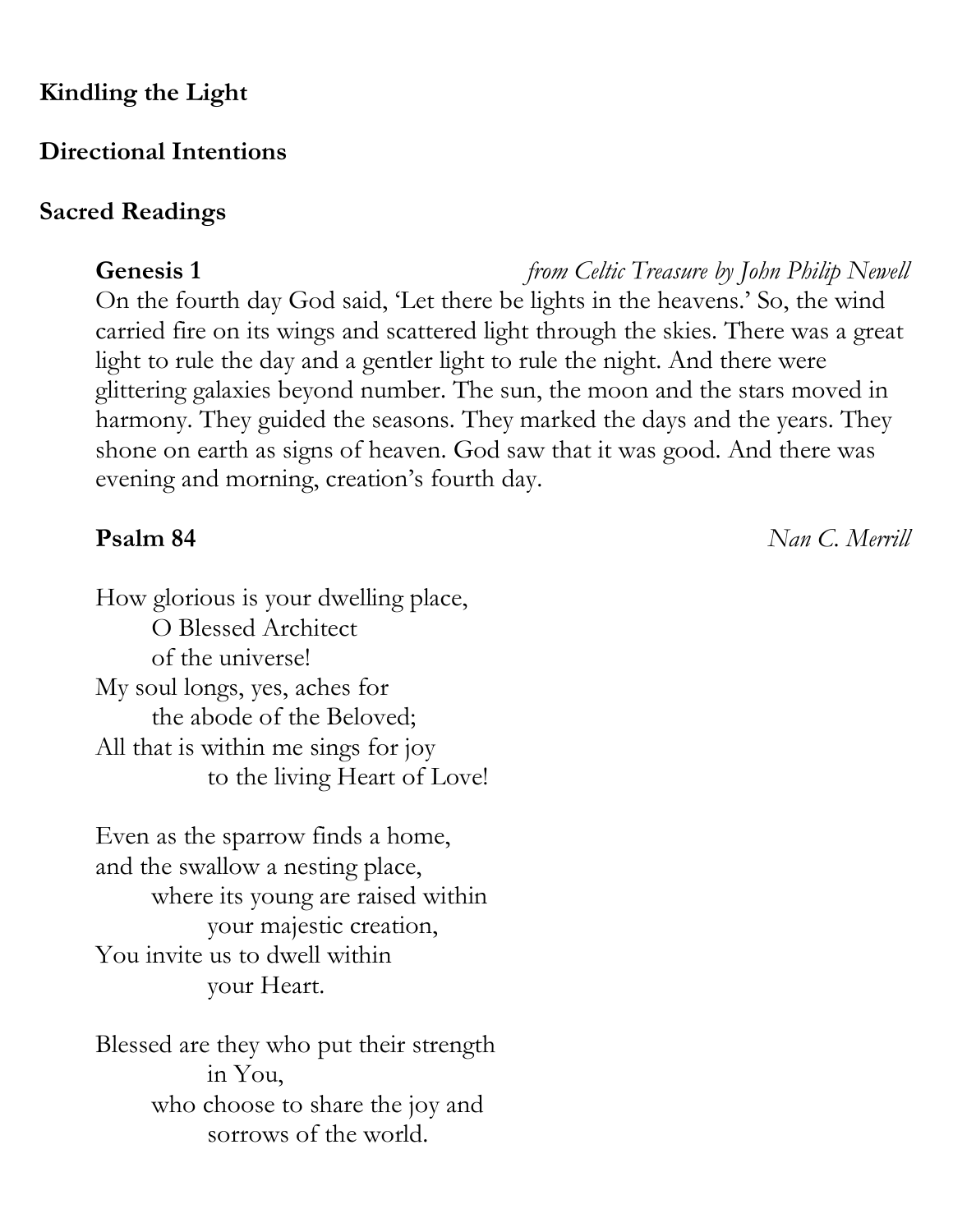**Kindling the Light**

**Directional Intentions**

**Sacred Readings**

**Genesis 1** *from Celtic Treasure by John Philip Newell*

On the fourth day God said, 'Let there be lights in the heavens.' So, the wind carried fire on its wings and scattered light through the skies. There was a great light to rule the day and a gentler light to rule the night. And there were glittering galaxies beyond number. The sun, the moon and the stars moved in harmony. They guided the seasons. They marked the days and the years. They shone on earth as signs of heaven. God saw that it was good. And there was evening and morning, creation's fourth day.

**Psalm 84** *Nan C. Merrill*

How glorious is your dwelling place,  
O Blessed Architect  
of the universe!  
My soul longs, yes, aches for  
the abode of the Beloved;  
All that is within me sings for joy  
to the living Heart of Love!

Even as the sparrow finds a home,  
and the swallow a nesting place,  
where its young are raised within  
your majestic creation,  
You invite us to dwell within  
your Heart.

Blessed are they who put their strength  
in You,  
who choose to share the joy and  
sorrows of the world.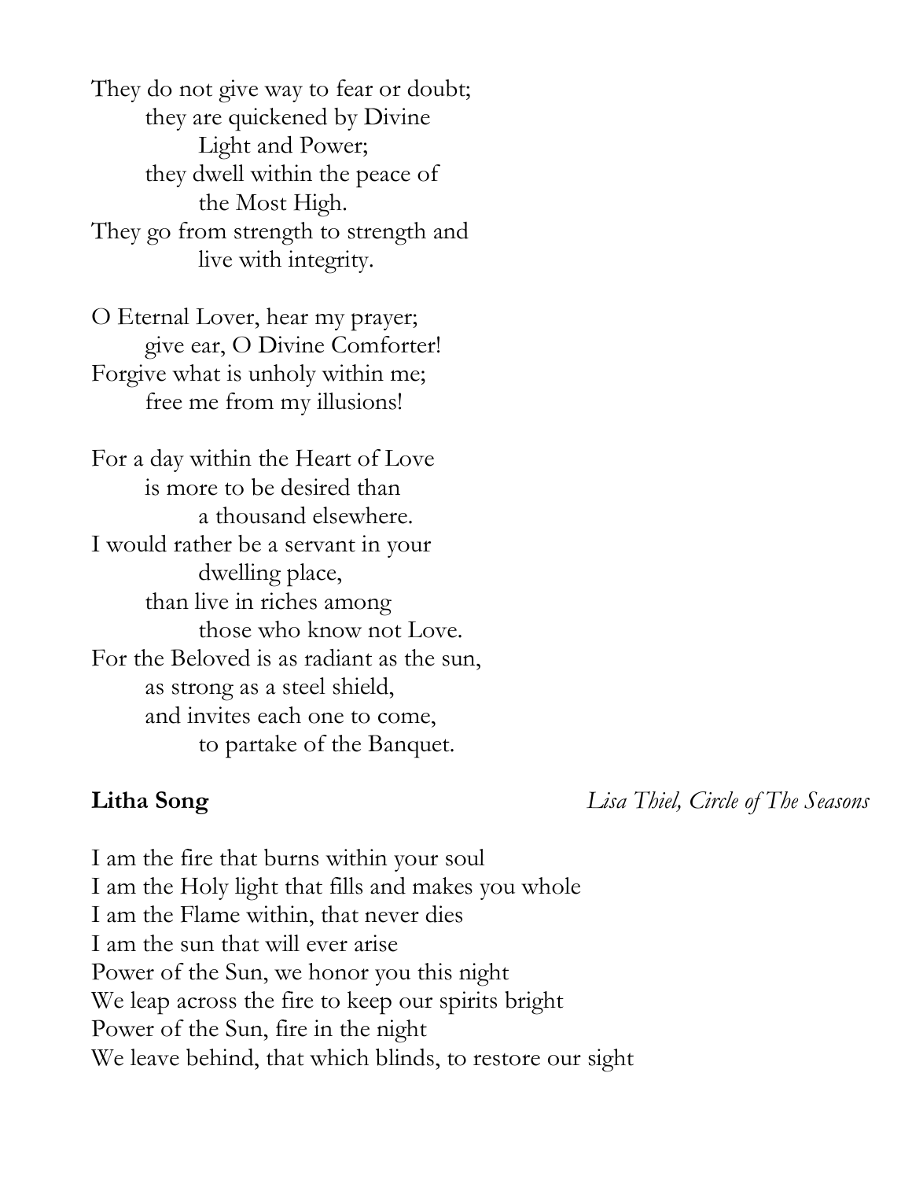They do not give way to fear or doubt;
    they are quickened by Divine
        Light and Power;
    they dwell within the peace of
        the Most High.
They go from strength to strength and
        live with integrity.

O Eternal Lover, hear my prayer;
    give ear, O Divine Comforter!
Forgive what is unholy within me;
    free me from my illusions!

For a day within the Heart of Love
    is more to be desired than
        a thousand elsewhere.
I would rather be a servant in your
        dwelling place,
    than live in riches among
        those who know not Love.
For the Beloved is as radiant as the sun,
    as strong as a steel shield,
    and invites each one to come,
        to partake of the Banquet.

**Litha Song** *Lisa Thiel, Circle of The Seasons*

I am the fire that burns within your soul
I am the Holy light that fills and makes you whole
I am the Flame within, that never dies
I am the sun that will ever arise
Power of the Sun, we honor you this night
We leap across the fire to keep our spirits bright
Power of the Sun, fire in the night
We leave behind, that which blinds, to restore our sight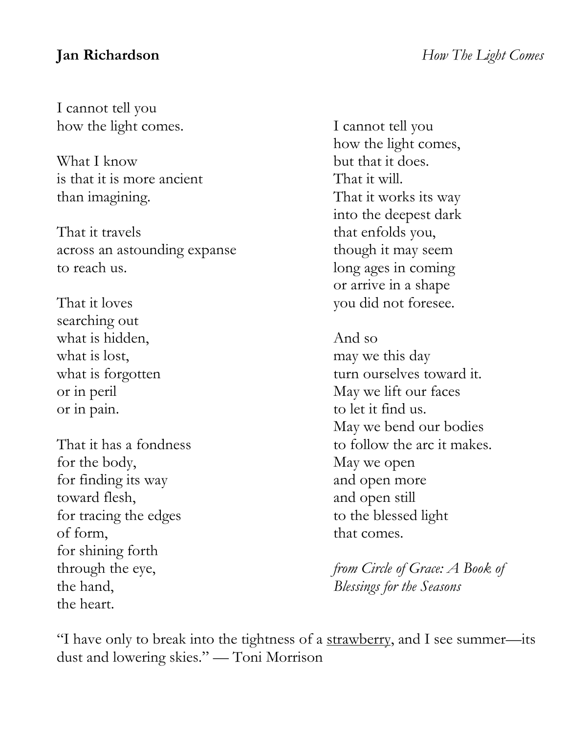**Jan Richardson** *How The Light Comes*

I cannot tell you
how the light comes.

What I know
is that it is more ancient
than imagining.

That it travels
across an astounding expanse
to reach us.

That it loves
searching out
what is hidden,
what is lost,
what is forgotten
or in peril
or in pain.

That it has a fondness
for the body,
for finding its way
toward flesh,
for tracing the edges
of form,
for shining forth
through the eye,
the hand,
the heart.

I cannot tell you
how the light comes,
but that it does.
That it will.
That it works its way
into the deepest dark
that enfolds you,
though it may seem
long ages in coming
or arrive in a shape
you did not foresee.

And so
may we this day
turn ourselves toward it.
May we lift our faces
to let it find us.
May we bend our bodies
to follow the arc it makes.
May we open
and open more
and open still
to the blessed light
that comes.

*from Circle of Grace: A Book of Blessings for the Seasons*

"I have only to break into the tightness of a strawberry, and I see summer—its dust and lowering skies." — Toni Morrison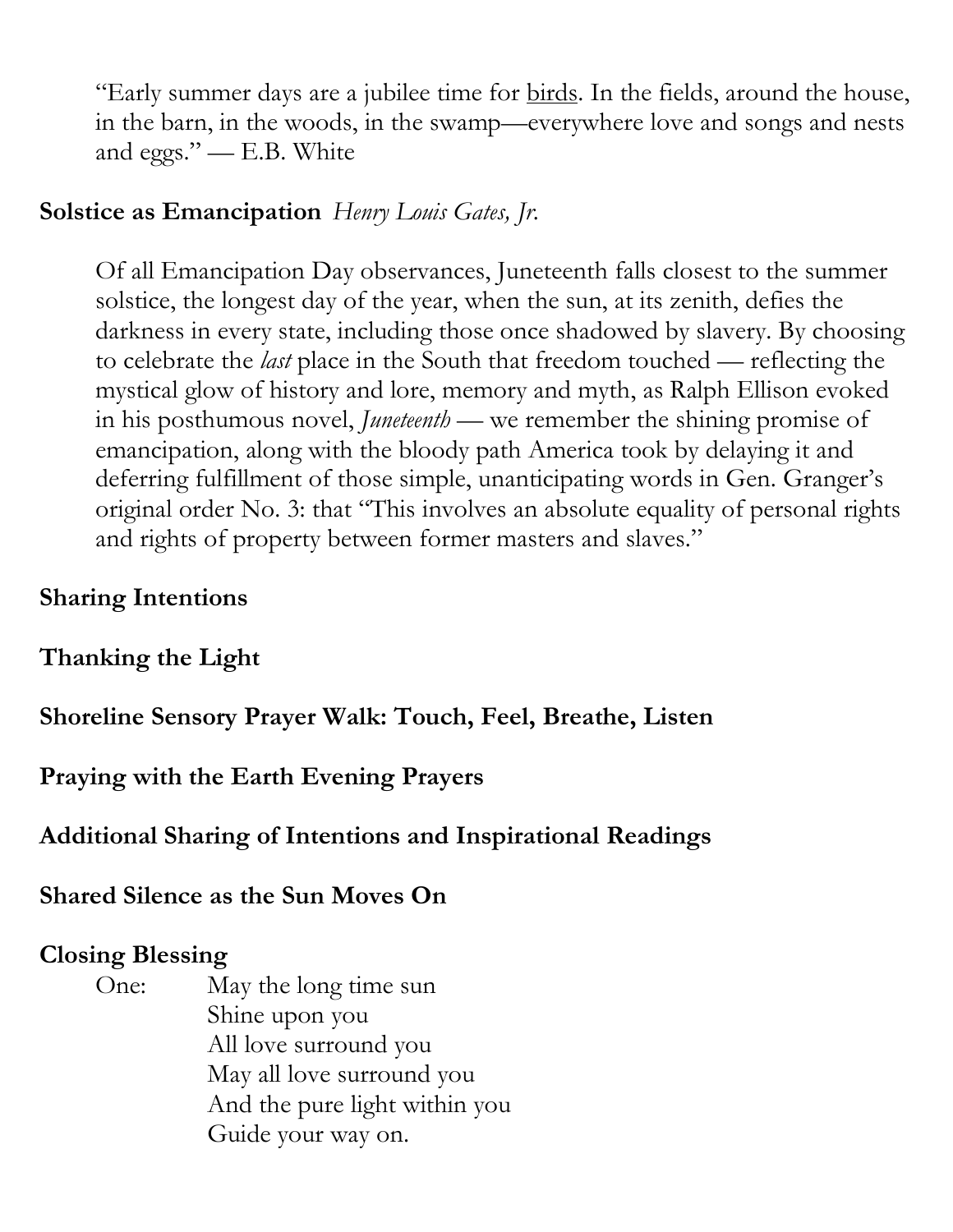> "Early summer days are a jubilee time for birds. In the fields, around the house, in the barn, in the woods, in the swamp—everywhere love and songs and nests and eggs." — E.B. White

**Solstice as Emancipation** *Henry Louis Gates, Jr.*

> Of all Emancipation Day observances, Juneteenth falls closest to the summer solstice, the longest day of the year, when the sun, at its zenith, defies the darkness in every state, including those once shadowed by slavery. By choosing to celebrate the *last* place in the South that freedom touched — reflecting the mystical glow of history and lore, memory and myth, as Ralph Ellison evoked in his posthumous novel, *Juneteenth* — we remember the shining promise of emancipation, along with the bloody path America took by delaying it and deferring fulfillment of those simple, unanticipating words in Gen. Granger's original order No. 3: that "This involves an absolute equality of personal rights and rights of property between former masters and slaves."

**Sharing Intentions**

**Thanking the Light**

**Shoreline Sensory Prayer Walk: Touch, Feel, Breathe, Listen**

**Praying with the Earth Evening Prayers**

**Additional Sharing of Intentions and Inspirational Readings**

**Shared Silence as the Sun Moves On**

**Closing Blessing**

One: May the long time sun
Shine upon you
All love surround you
May all love surround you
And the pure light within you
Guide your way on.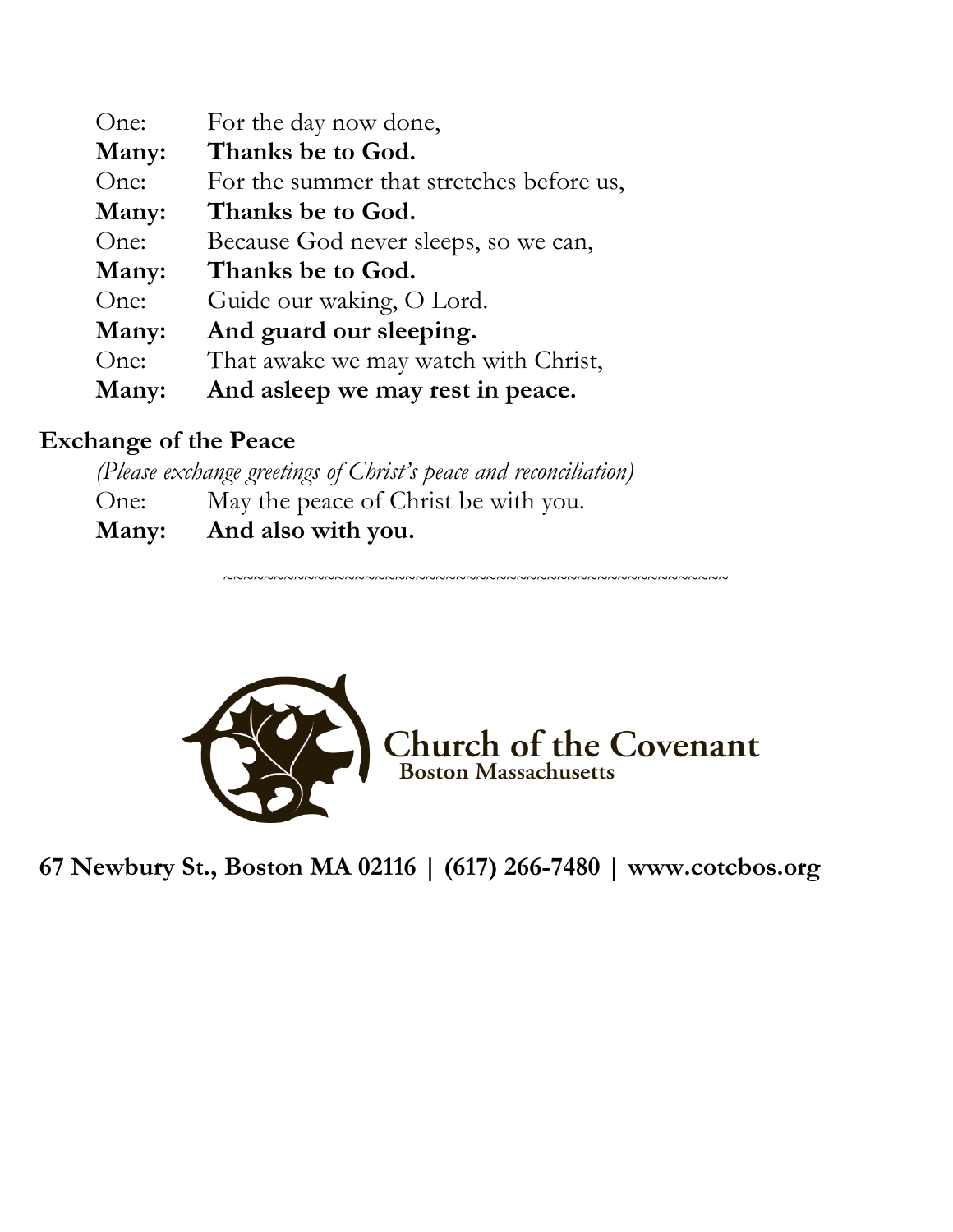One: For the day now done,
**Many: Thanks be to God.**
One: For the summer that stretches before us,
**Many: Thanks be to God.**
One: Because God never sleeps, so we can,
**Many: Thanks be to God.**
One: Guide our waking, O Lord.
**Many: And guard our sleeping.**
One: That awake we may watch with Christ,
**Many: And asleep we may rest in peace.**

## Exchange of the Peace

*(Please exchange greetings of Christ's peace and reconciliation)*

One: May the peace of Christ be with you.
**Many: And also with you.**

~~~~~~~~~~~~~~~~~~~~~~~~~~~~~~~~~~~~~~~~~~~~~~~~~~~~

**Church of the Covenant**
**Boston Massachusetts**

**67 Newbury St., Boston MA 02116 | (617) 266-7480 | www.cotcbos.org**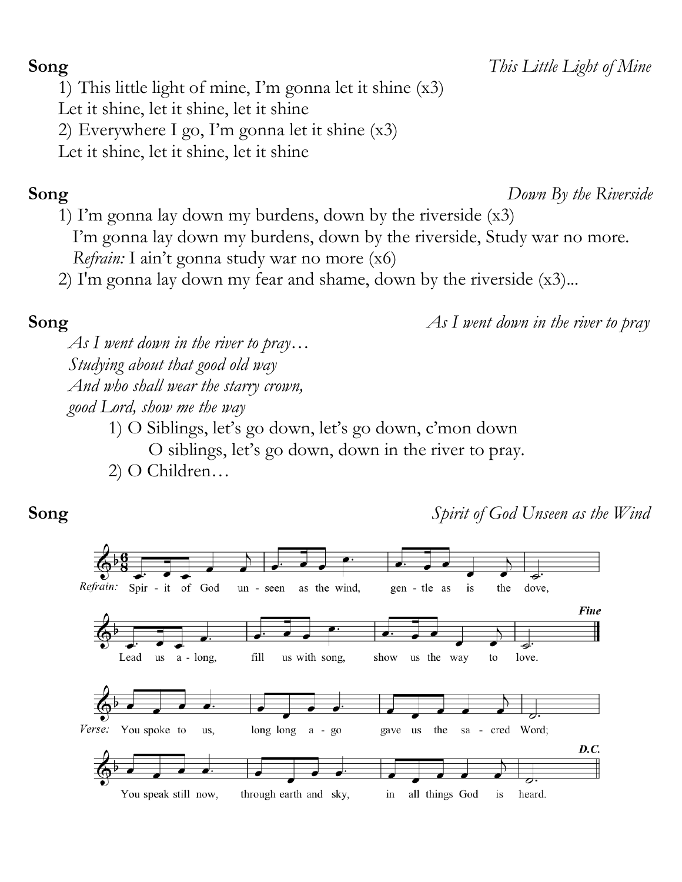**Song** *This Little Light of Mine*

1) This little light of mine, I'm gonna let it shine (x3)
Let it shine, let it shine, let it shine
2) Everywhere I go, I'm gonna let it shine (x3)
Let it shine, let it shine, let it shine

**Song** *Down By the Riverside*

1) I'm gonna lay down my burdens, down by the riverside (x3)
I'm gonna lay down my burdens, down by the riverside, Study war no more.
*Refrain:* I ain't gonna study war no more (x6)
2) I'm gonna lay down my fear and shame, down by the riverside (x3)...

**Song** *As I went down in the river to pray*

*As I went down in the river to pray…*
*Studying about that good old way*
*And who shall wear the starry crown,*
*good Lord, show me the way*

1) O Siblings, let's go down, let's go down, c'mon down
O siblings, let's go down, down in the river to pray.
2) O Children…

**Song** *Spirit of God Unseen as the Wind*

*Refrain:* Spir - it of God un - seen as the wind, gen - tle as is the dove,
Lead us a - long, fill us with song, show us the way to love.
***Fine***

*Verse:* You spoke to us, long long a - go gave us the sa - cred Word;
You speak still now, through earth and sky, in all things God is heard.
***D.C.***